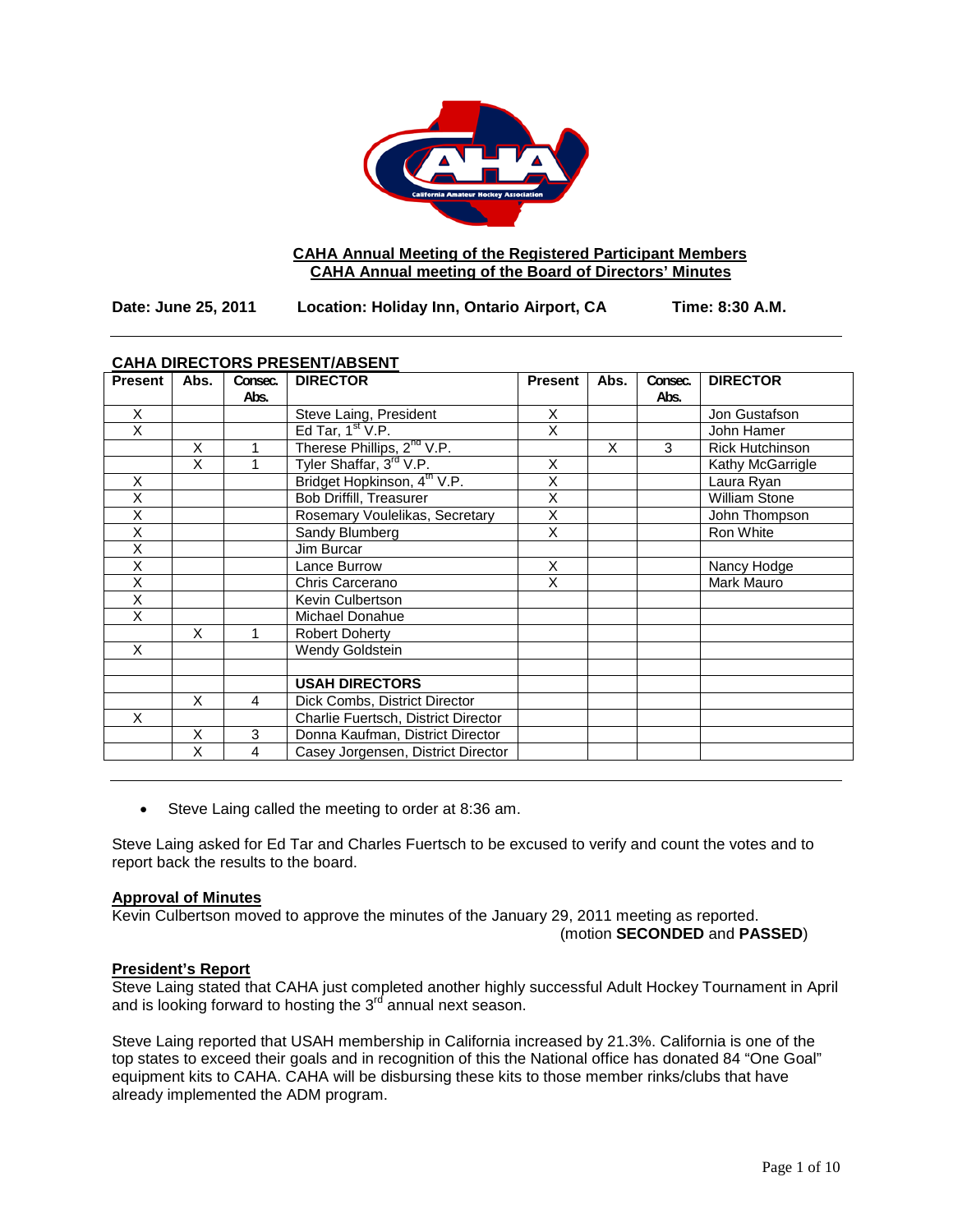**CAHA Annual Meeting of the Registered Participant Members**
**CAHA Annual meeting of the Board of Directors' Minutes**

**Date: June 25, 2011 Location: Holiday Inn, Ontario Airport, CA Time: 8:30 A.M.**

**CAHA DIRECTORS PRESENT/ABSENT**

| Present | Abs. | Consec. Abs. | DIRECTOR | Present | Abs. | Consec. Abs. | DIRECTOR |
|---|---|---|---|---|---|---|---|
| X | | | Steve Laing, President | X | | | Jon Gustafson |
| X | | | Ed Tar, 1st V.P. | X | | | John Hamer |
| | X | 1 | Therese Phillips, 2nd V.P. | | X | 3 | Rick Hutchinson |
| | X | 1 | Tyler Shaffar, 3rd V.P. | X | | | Kathy McGarrigle |
| X | | | Bridget Hopkinson, 4th V.P. | X | | | Laura Ryan |
| X | | | Bob Driffill, Treasurer | X | | | William Stone |
| X | | | Rosemary Voulelikas, Secretary | X | | | John Thompson |
| X | | | Sandy Blumberg | X | | | Ron White |
| X | | | Jim Burcar | | | | |
| X | | | Lance Burrow | X | | | Nancy Hodge |
| X | | | Chris Carcerano | X | | | Mark Mauro |
| X | | | Kevin Culbertson | | | | |
| X | | | Michael Donahue | | | | |
| | X | 1 | Robert Doherty | | | | |
| X | | | Wendy Goldstein | | | | |
| | | | | | | | |
| | | | **USAH DIRECTORS** | | | | |
| | X | 4 | Dick Combs, District Director | | | | |
| X | | | Charlie Fuertsch, District Director | | | | |
| | X | 3 | Donna Kaufman, District Director | | | | |
| | X | 4 | Casey Jorgensen, District Director | | | | |

- Steve Laing called the meeting to order at 8:36 am.

Steve Laing asked for Ed Tar and Charles Fuertsch to be excused to verify and count the votes and to report back the results to the board.

**Approval of Minutes**

Kevin Culbertson moved to approve the minutes of the January 29, 2011 meeting as reported.
(motion **SECONDED** and **PASSED**)

**President's Report**

Steve Laing stated that CAHA just completed another highly successful Adult Hockey Tournament in April and is looking forward to hosting the 3rd annual next season.

Steve Laing reported that USAH membership in California increased by 21.3%. California is one of the top states to exceed their goals and in recognition of this the National office has donated 84 "One Goal" equipment kits to CAHA. CAHA will be disbursing these kits to those member rinks/clubs that have already implemented the ADM program.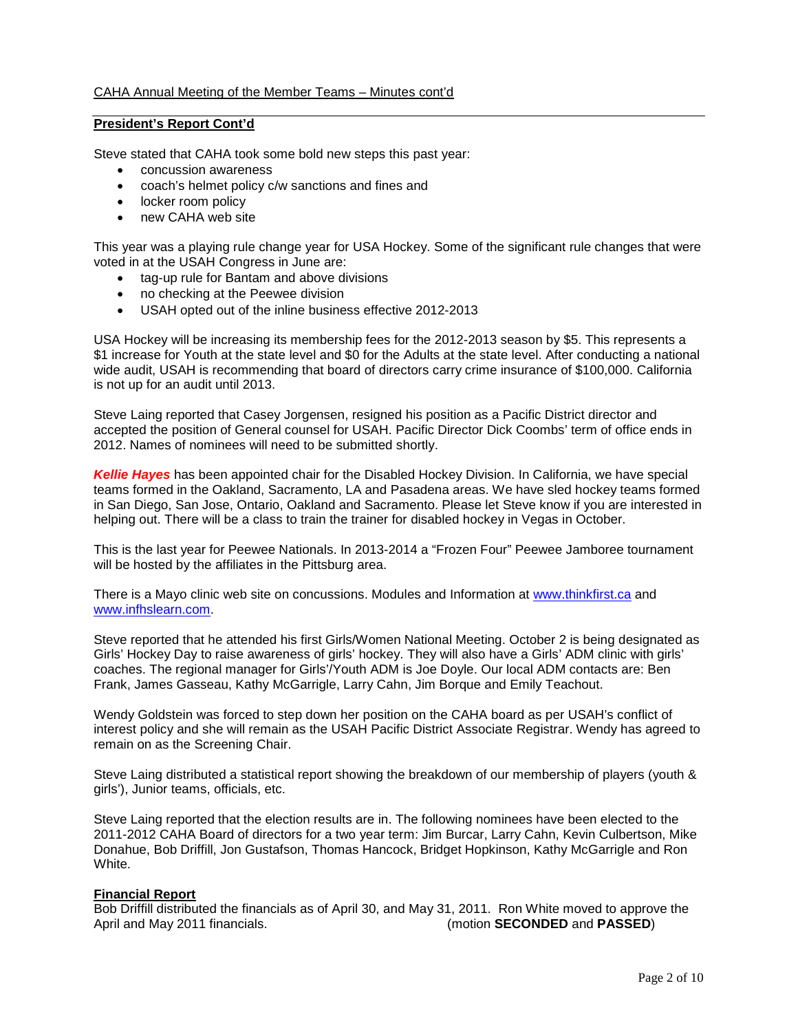CAHA Annual Meeting of the Member Teams – Minutes cont'd

**President's Report Cont'd**

Steve stated that CAHA took some bold new steps this past year:

- concussion awareness
- coach's helmet policy c/w sanctions and fines and
- locker room policy
- new CAHA web site

This year was a playing rule change year for USA Hockey. Some of the significant rule changes that were voted in at the USAH Congress in June are:

- tag-up rule for Bantam and above divisions
- no checking at the Peewee division
- USAH opted out of the inline business effective 2012-2013

USA Hockey will be increasing its membership fees for the 2012-2013 season by $5. This represents a $1 increase for Youth at the state level and $0 for the Adults at the state level. After conducting a national wide audit, USAH is recommending that board of directors carry crime insurance of $100,000. California is not up for an audit until 2013.

Steve Laing reported that Casey Jorgensen, resigned his position as a Pacific District director and accepted the position of General counsel for USAH. Pacific Director Dick Coombs' term of office ends in 2012. Names of nominees will need to be submitted shortly.

***Kellie Hayes*** has been appointed chair for the Disabled Hockey Division. In California, we have special teams formed in the Oakland, Sacramento, LA and Pasadena areas. We have sled hockey teams formed in San Diego, San Jose, Ontario, Oakland and Sacramento. Please let Steve know if you are interested in helping out. There will be a class to train the trainer for disabled hockey in Vegas in October.

This is the last year for Peewee Nationals. In 2013-2014 a "Frozen Four" Peewee Jamboree tournament will be hosted by the affiliates in the Pittsburg area.

There is a Mayo clinic web site on concussions. Modules and Information at www.thinkfirst.ca and www.infhslearn.com.

Steve reported that he attended his first Girls/Women National Meeting. October 2 is being designated as Girls' Hockey Day to raise awareness of girls' hockey. They will also have a Girls' ADM clinic with girls' coaches. The regional manager for Girls'/Youth ADM is Joe Doyle. Our local ADM contacts are: Ben Frank, James Gasseau, Kathy McGarrigle, Larry Cahn, Jim Borque and Emily Teachout.

Wendy Goldstein was forced to step down her position on the CAHA board as per USAH's conflict of interest policy and she will remain as the USAH Pacific District Associate Registrar. Wendy has agreed to remain on as the Screening Chair.

Steve Laing distributed a statistical report showing the breakdown of our membership of players (youth & girls'), Junior teams, officials, etc.

Steve Laing reported that the election results are in. The following nominees have been elected to the 2011-2012 CAHA Board of directors for a two year term: Jim Burcar, Larry Cahn, Kevin Culbertson, Mike Donahue, Bob Driffill, Jon Gustafson, Thomas Hancock, Bridget Hopkinson, Kathy McGarrigle and Ron White.

**Financial Report**

Bob Driffill distributed the financials as of April 30, and May 31, 2011. Ron White moved to approve the April and May 2011 financials. (motion **SECONDED** and **PASSED**)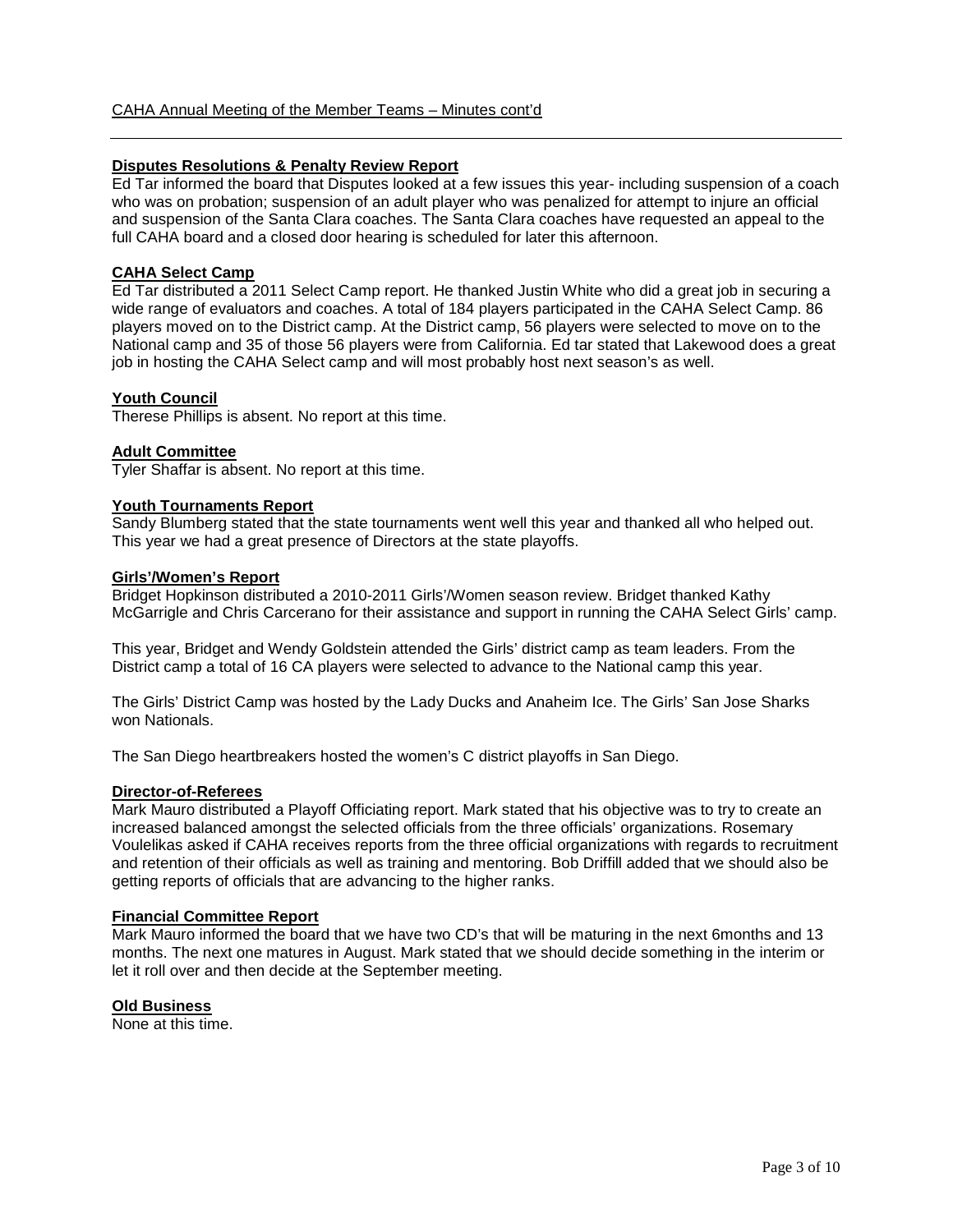CAHA Annual Meeting of the Member Teams – Minutes cont'd

**Disputes Resolutions & Penalty Review Report**

Ed Tar informed the board that Disputes looked at a few issues this year- including suspension of a coach who was on probation; suspension of an adult player who was penalized for attempt to injure an official and suspension of the Santa Clara coaches. The Santa Clara coaches have requested an appeal to the full CAHA board and a closed door hearing is scheduled for later this afternoon.

**CAHA Select Camp**

Ed Tar distributed a 2011 Select Camp report. He thanked Justin White who did a great job in securing a wide range of evaluators and coaches. A total of 184 players participated in the CAHA Select Camp. 86 players moved on to the District camp. At the District camp, 56 players were selected to move on to the National camp and 35 of those 56 players were from California. Ed tar stated that Lakewood does a great job in hosting the CAHA Select camp and will most probably host next season's as well.

**Youth Council**

Therese Phillips is absent. No report at this time.

**Adult Committee**

Tyler Shaffar is absent. No report at this time.

**Youth Tournaments Report**

Sandy Blumberg stated that the state tournaments went well this year and thanked all who helped out. This year we had a great presence of Directors at the state playoffs.

**Girls'/Women's Report**

Bridget Hopkinson distributed a 2010-2011 Girls'/Women season review. Bridget thanked Kathy McGarrigle and Chris Carcerano for their assistance and support in running the CAHA Select Girls' camp.

This year, Bridget and Wendy Goldstein attended the Girls' district camp as team leaders. From the District camp a total of 16 CA players were selected to advance to the National camp this year.

The Girls' District Camp was hosted by the Lady Ducks and Anaheim Ice. The Girls' San Jose Sharks won Nationals.

The San Diego heartbreakers hosted the women's C district playoffs in San Diego.

**Director-of-Referees**

Mark Mauro distributed a Playoff Officiating report. Mark stated that his objective was to try to create an increased balanced amongst the selected officials from the three officials' organizations. Rosemary Voulelikas asked if CAHA receives reports from the three official organizations with regards to recruitment and retention of their officials as well as training and mentoring. Bob Driffill added that we should also be getting reports of officials that are advancing to the higher ranks.

**Financial Committee Report**

Mark Mauro informed the board that we have two CD's that will be maturing in the next 6months and 13 months. The next one matures in August. Mark stated that we should decide something in the interim or let it roll over and then decide at the September meeting.

**Old Business**

None at this time.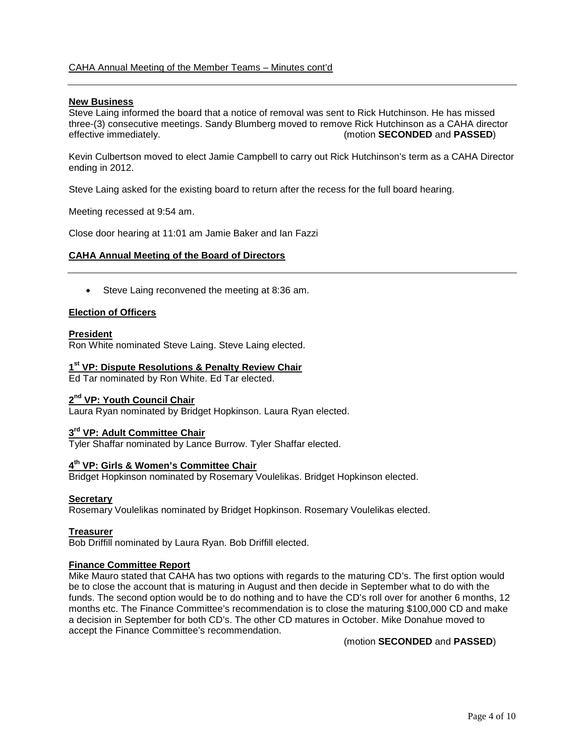CAHA Annual Meeting of the Member Teams – Minutes cont'd

**New Business**

Steve Laing informed the board that a notice of removal was sent to Rick Hutchinson. He has missed three-(3) consecutive meetings. Sandy Blumberg moved to remove Rick Hutchinson as a CAHA director effective immediately. (motion **SECONDED** and **PASSED**)

Kevin Culbertson moved to elect Jamie Campbell to carry out Rick Hutchinson's term as a CAHA Director ending in 2012.

Steve Laing asked for the existing board to return after the recess for the full board hearing.

Meeting recessed at 9:54 am.

Close door hearing at 11:01 am Jamie Baker and Ian Fazzi

## CAHA Annual Meeting of the Board of Directors

- Steve Laing reconvened the meeting at 8:36 am.

### Election of Officers

**President**

Ron White nominated Steve Laing. Steve Laing elected.

**1st VP: Dispute Resolutions & Penalty Review Chair**

Ed Tar nominated by Ron White. Ed Tar elected.

**2nd VP: Youth Council Chair**

Laura Ryan nominated by Bridget Hopkinson. Laura Ryan elected.

**3rd VP: Adult Committee Chair**

Tyler Shaffar nominated by Lance Burrow. Tyler Shaffar elected.

**4th VP: Girls & Women's Committee Chair**

Bridget Hopkinson nominated by Rosemary Voulelikas. Bridget Hopkinson elected.

**Secretary**

Rosemary Voulelikas nominated by Bridget Hopkinson. Rosemary Voulelikas elected.

**Treasurer**

Bob Driffill nominated by Laura Ryan. Bob Driffill elected.

### Finance Committee Report

Mike Mauro stated that CAHA has two options with regards to the maturing CD's. The first option would be to close the account that is maturing in August and then decide in September what to do with the funds. The second option would be to do nothing and to have the CD's roll over for another 6 months, 12 months etc. The Finance Committee's recommendation is to close the maturing $100,000 CD and make a decision in September for both CD's. The other CD matures in October. Mike Donahue moved to accept the Finance Committee's recommendation.

(motion **SECONDED** and **PASSED**)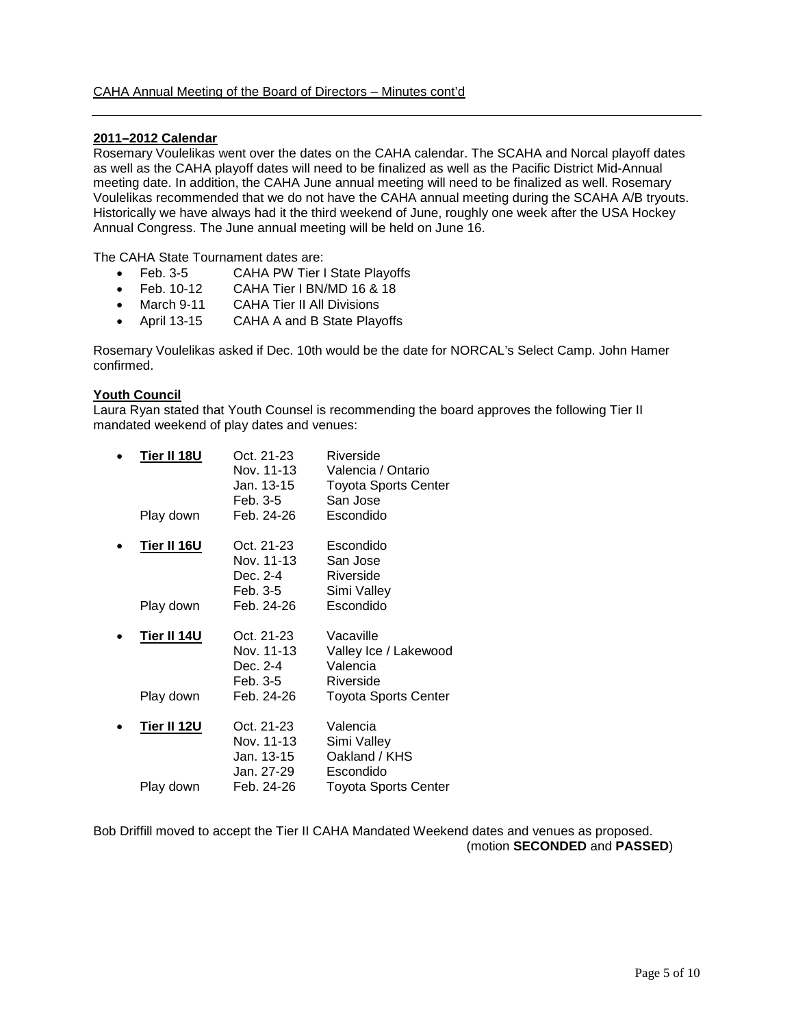CAHA Annual Meeting of the Board of Directors – Minutes cont'd

**2011–2012 Calendar**

Rosemary Voulelikas went over the dates on the CAHA calendar. The SCAHA and Norcal playoff dates as well as the CAHA playoff dates will need to be finalized as well as the Pacific District Mid-Annual meeting date. In addition, the CAHA June annual meeting will need to be finalized as well. Rosemary Voulelikas recommended that we do not have the CAHA annual meeting during the SCAHA A/B tryouts. Historically we have always had it the third weekend of June, roughly one week after the USA Hockey Annual Congress. The June annual meeting will be held on June 16.

The CAHA State Tournament dates are:

- Feb. 3-5 CAHA PW Tier I State Playoffs
- Feb. 10-12 CAHA Tier I BN/MD 16 & 18
- March 9-11 CAHA Tier II All Divisions
- April 13-15 CAHA A and B State Playoffs

Rosemary Voulelikas asked if Dec. 10th would be the date for NORCAL's Select Camp. John Hamer confirmed.

**Youth Council**

Laura Ryan stated that Youth Counsel is recommending the board approves the following Tier II mandated weekend of play dates and venues:

| | Dates | Venue |
|---|---|---|
| **Tier II 18U** | Oct. 21-23 | Riverside |
| | Nov. 11-13 | Valencia / Ontario |
| | Jan. 13-15 | Toyota Sports Center |
| | Feb. 3-5 | San Jose |
| Play down | Feb. 24-26 | Escondido |
| **Tier II 16U** | Oct. 21-23 | Escondido |
| | Nov. 11-13 | San Jose |
| | Dec. 2-4 | Riverside |
| | Feb. 3-5 | Simi Valley |
| Play down | Feb. 24-26 | Escondido |
| **Tier II 14U** | Oct. 21-23 | Vacaville |
| | Nov. 11-13 | Valley Ice / Lakewood |
| | Dec. 2-4 | Valencia |
| | Feb. 3-5 | Riverside |
| Play down | Feb. 24-26 | Toyota Sports Center |
| **Tier II 12U** | Oct. 21-23 | Valencia |
| | Nov. 11-13 | Simi Valley |
| | Jan. 13-15 | Oakland / KHS |
| | Jan. 27-29 | Escondido |
| Play down | Feb. 24-26 | Toyota Sports Center |

Bob Driffill moved to accept the Tier II CAHA Mandated Weekend dates and venues as proposed.
(motion **SECONDED** and **PASSED**)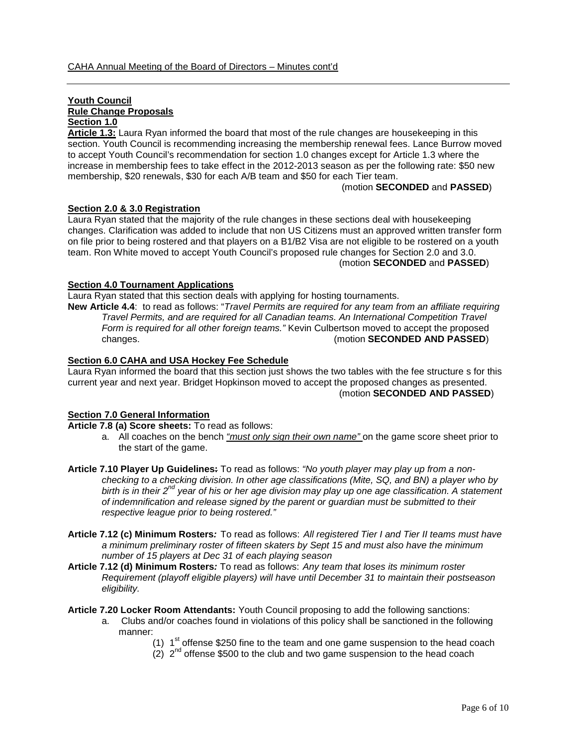**Youth Council**
**Rule Change Proposals**
**Section 1.0**

**Article 1.3:** Laura Ryan informed the board that most of the rule changes are housekeeping in this section. Youth Council is recommending increasing the membership renewal fees. Lance Burrow moved to accept Youth Council's recommendation for section 1.0 changes except for Article 1.3 where the increase in membership fees to take effect in the 2012-2013 season as per the following rate: $50 new membership, $20 renewals, $30 for each A/B team and $50 for each Tier team.

(motion **SECONDED** and **PASSED**)

**Section 2.0 & 3.0 Registration**

Laura Ryan stated that the majority of the rule changes in these sections deal with housekeeping changes. Clarification was added to include that non US Citizens must an approved written transfer form on file prior to being rostered and that players on a B1/B2 Visa are not eligible to be rostered on a youth team. Ron White moved to accept Youth Council's proposed rule changes for Section 2.0 and 3.0.

(motion **SECONDED** and **PASSED**)

**Section 4.0 Tournament Applications**

Laura Ryan stated that this section deals with applying for hosting tournaments.

**New Article 4.4**: to read as follows: "*Travel Permits are required for any team from an affiliate requiring Travel Permits, and are required for all Canadian teams. An International Competition Travel Form is required for all other foreign teams.*" Kevin Culbertson moved to accept the proposed changes. (motion **SECONDED AND PASSED**)

**Section 6.0 CAHA and USA Hockey Fee Schedule**

Laura Ryan informed the board that this section just shows the two tables with the fee structure s for this current year and next year. Bridget Hopkinson moved to accept the proposed changes as presented.

(motion **SECONDED AND PASSED**)

**Section 7.0 General Information**

**Article 7.8 (a) Score sheets:** To read as follows:

a. All coaches on the bench *"must only sign their own name"* on the game score sheet prior to the start of the game.

**Article 7.10 Player Up Guidelines:** To read as follows: *"No youth player may play up from a non-checking to a checking division. In other age classifications (Mite, SQ, and BN) a player who by birth is in their 2nd year of his or her age division may play up one age classification. A statement of indemnification and release signed by the parent or guardian must be submitted to their respective league prior to being rostered."*

**Article 7.12 (c) Minimum Rosters***:* To read as follows: *All registered Tier I and Tier II teams must have a minimum preliminary roster of fifteen skaters by Sept 15 and must also have the minimum number of 15 players at Dec 31 of each playing season*

**Article 7.12 (d) Minimum Rosters***:* To read as follows: *Any team that loses its minimum roster Requirement (playoff eligible players) will have until December 31 to maintain their postseason eligibility.*

**Article 7.20 Locker Room Attendants:** Youth Council proposing to add the following sanctions:

a. Clubs and/or coaches found in violations of this policy shall be sanctioned in the following manner:
   (1) 1st offense $250 fine to the team and one game suspension to the head coach
   (2) 2nd offense $500 to the club and two game suspension to the head coach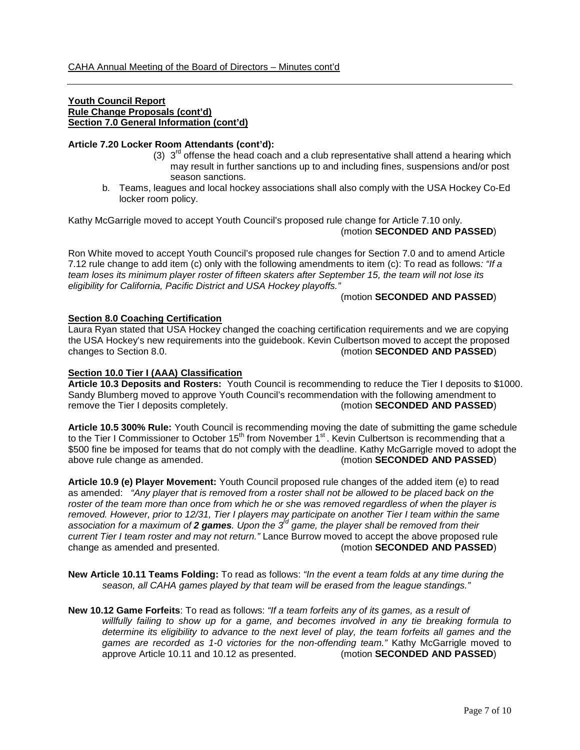**Youth Council Report**
**Rule Change Proposals (cont'd)**
**Section 7.0 General Information (cont'd)**

**Article 7.20 Locker Room Attendants (cont'd):**

(3) 3rd offense the head coach and a club representative shall attend a hearing which may result in further sanctions up to and including fines, suspensions and/or post season sanctions.

b. Teams, leagues and local hockey associations shall also comply with the USA Hockey Co-Ed locker room policy.

Kathy McGarrigle moved to accept Youth Council's proposed rule change for Article 7.10 only. (motion **SECONDED AND PASSED**)

Ron White moved to accept Youth Council's proposed rule changes for Section 7.0 and to amend Article 7.12 rule change to add item (c) only with the following amendments to item (c): To read as follows: *"If a team loses its minimum player roster of fifteen skaters after September 15, the team will not lose its eligibility for California, Pacific District and USA Hockey playoffs."*

(motion **SECONDED AND PASSED**)

**Section 8.0 Coaching Certification**

Laura Ryan stated that USA Hockey changed the coaching certification requirements and we are copying the USA Hockey's new requirements into the guidebook. Kevin Culbertson moved to accept the proposed changes to Section 8.0. (motion **SECONDED AND PASSED**)

**Section 10.0 Tier I (AAA) Classification**

**Article 10.3 Deposits and Rosters:** Youth Council is recommending to reduce the Tier I deposits to $1000. Sandy Blumberg moved to approve Youth Council's recommendation with the following amendment to remove the Tier I deposits completely. (motion **SECONDED AND PASSED**)

**Article 10.5 300% Rule:** Youth Council is recommending moving the date of submitting the game schedule to the Tier I Commissioner to October 15th from November 1st. Kevin Culbertson is recommending that a $500 fine be imposed for teams that do not comply with the deadline. Kathy McGarrigle moved to adopt the above rule change as amended. (motion **SECONDED AND PASSED**)

**Article 10.9 (e) Player Movement:** Youth Council proposed rule changes of the added item (e) to read as amended: *"Any player that is removed from a roster shall not be allowed to be placed back on the roster of the team more than once from which he or she was removed regardless of when the player is removed. However, prior to 12/31, Tier I players may participate on another Tier I team within the same association for a maximum of **2 games**. Upon the 3rd game, the player shall be removed from their current Tier I team roster and may not return."* Lance Burrow moved to accept the above proposed rule change as amended and presented. (motion **SECONDED AND PASSED**)

**New Article 10.11 Teams Folding:** To read as follows: *"In the event a team folds at any time during the season, all CAHA games played by that team will be erased from the league standings."*

**New 10.12 Game Forfeits**: To read as follows: *"If a team forfeits any of its games, as a result of willfully failing to show up for a game, and becomes involved in any tie breaking formula to determine its eligibility to advance to the next level of play, the team forfeits all games and the games are recorded as 1-0 victories for the non-offending team."* Kathy McGarrigle moved to approve Article 10.11 and 10.12 as presented. (motion **SECONDED AND PASSED**)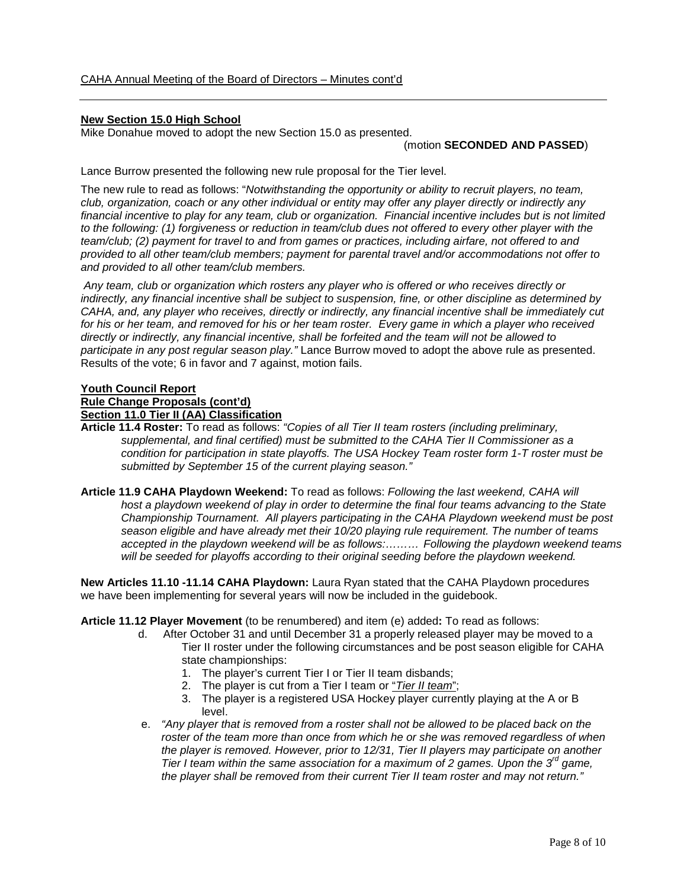CAHA Annual Meeting of the Board of Directors – Minutes cont'd

**New Section 15.0 High School**

Mike Donahue moved to adopt the new Section 15.0 as presented.

(motion **SECONDED AND PASSED**)

Lance Burrow presented the following new rule proposal for the Tier level.

The new rule to read as follows: "*Notwithstanding the opportunity or ability to recruit players, no team, club, organization, coach or any other individual or entity may offer any player directly or indirectly any financial incentive to play for any team, club or organization. Financial incentive includes but is not limited to the following: (1) forgiveness or reduction in team/club dues not offered to every other player with the team/club; (2) payment for travel to and from games or practices, including airfare, not offered to and provided to all other team/club members; payment for parental travel and/or accommodations not offer to and provided to all other team/club members.*

*Any team, club or organization which rosters any player who is offered or who receives directly or indirectly, any financial incentive shall be subject to suspension, fine, or other discipline as determined by CAHA, and, any player who receives, directly or indirectly, any financial incentive shall be immediately cut for his or her team, and removed for his or her team roster. Every game in which a player who received directly or indirectly, any financial incentive, shall be forfeited and the team will not be allowed to participate in any post regular season play."* Lance Burrow moved to adopt the above rule as presented. Results of the vote; 6 in favor and 7 against, motion fails.

**Youth Council Report**

**Rule Change Proposals (cont'd)**

**Section 11.0 Tier II (AA) Classification**

**Article 11.4 Roster:** To read as follows: *"Copies of all Tier II team rosters (including preliminary, supplemental, and final certified) must be submitted to the CAHA Tier II Commissioner as a condition for participation in state playoffs. The USA Hockey Team roster form 1-T roster must be submitted by September 15 of the current playing season."*

**Article 11.9 CAHA Playdown Weekend:** To read as follows: *Following the last weekend, CAHA will host a playdown weekend of play in order to determine the final four teams advancing to the State Championship Tournament. All players participating in the CAHA Playdown weekend must be post season eligible and have already met their 10/20 playing rule requirement. The number of teams accepted in the playdown weekend will be as follows:……… Following the playdown weekend teams will be seeded for playoffs according to their original seeding before the playdown weekend.*

**New Articles 11.10 -11.14 CAHA Playdown:** Laura Ryan stated that the CAHA Playdown procedures we have been implementing for several years will now be included in the guidebook.

**Article 11.12 Player Movement** (to be renumbered) and item (e) added**:** To read as follows:

d. After October 31 and until December 31 a properly released player may be moved to a Tier II roster under the following circumstances and be post season eligible for CAHA state championships:
   1. The player's current Tier I or Tier II team disbands;
   2. The player is cut from a Tier I team or "*Tier II team*";
   3. The player is a registered USA Hockey player currently playing at the A or B level.

e. *"Any player that is removed from a roster shall not be allowed to be placed back on the roster of the team more than once from which he or she was removed regardless of when the player is removed. However, prior to 12/31, Tier II players may participate on another Tier I team within the same association for a maximum of 2 games. Upon the 3rd game, the player shall be removed from their current Tier II team roster and may not return."*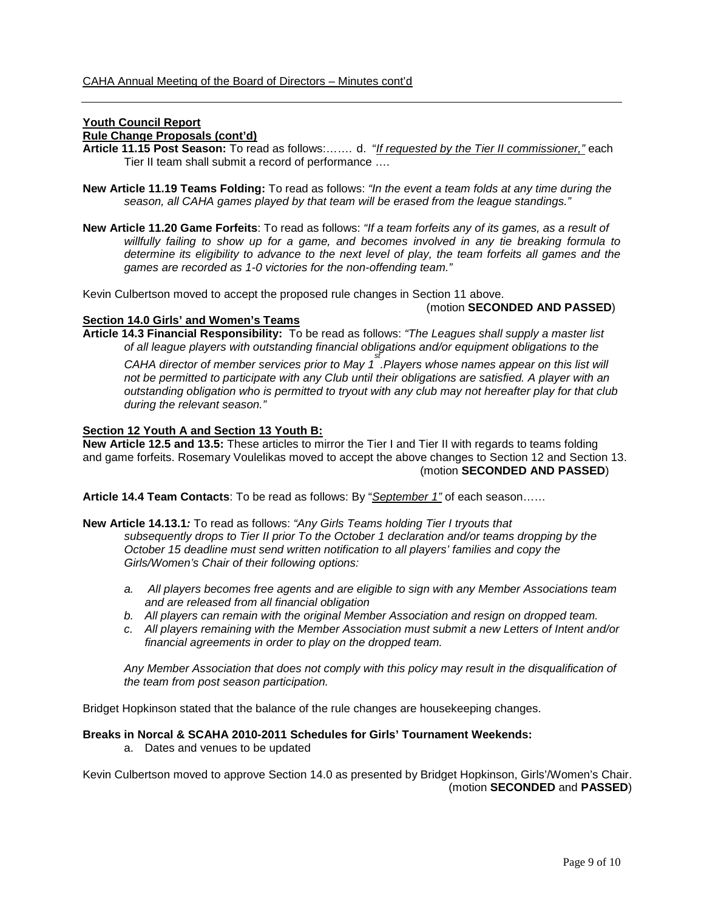**Youth Council Report**

**Rule Change Proposals (cont'd)**

**Article 11.15 Post Season:** To read as follows:……. d. "*If requested by the Tier II commissioner,"* each Tier II team shall submit a record of performance ….

**New Article 11.19 Teams Folding:** To read as follows: *"In the event a team folds at any time during the season, all CAHA games played by that team will be erased from the league standings."*

**New Article 11.20 Game Forfeits**: To read as follows: *"If a team forfeits any of its games, as a result of willfully failing to show up for a game, and becomes involved in any tie breaking formula to determine its eligibility to advance to the next level of play, the team forfeits all games and the games are recorded as 1-0 victories for the non-offending team."*

Kevin Culbertson moved to accept the proposed rule changes in Section 11 above.

(motion **SECONDED AND PASSED**)

**Section 14.0 Girls' and Women's Teams**

**Article 14.3 Financial Responsibility:** To be read as follows: *"The Leagues shall supply a master list of all league players with outstanding financial obligations and/or equipment obligations to the CAHA director of member services prior to May 1st. Players whose names appear on this list will not be permitted to participate with any Club until their obligations are satisfied. A player with an outstanding obligation who is permitted to tryout with any club may not hereafter play for that club during the relevant season."*

**Section 12 Youth A and Section 13 Youth B:**

**New Article 12.5 and 13.5:** These articles to mirror the Tier I and Tier II with regards to teams folding and game forfeits. Rosemary Voulelikas moved to accept the above changes to Section 12 and Section 13.

(motion **SECONDED AND PASSED**)

**Article 14.4 Team Contacts**: To be read as follows: By "*September 1"* of each season……

**New Article 14.13.1***:* To read as follows: *"Any Girls Teams holding Tier I tryouts that subsequently drops to Tier II prior To the October 1 declaration and/or teams dropping by the October 15 deadline must send written notification to all players' families and copy the Girls/Women's Chair of their following options:*

*a. All players becomes free agents and are eligible to sign with any Member Associations team and are released from all financial obligation*
*b. All players can remain with the original Member Association and resign on dropped team.*
*c. All players remaining with the Member Association must submit a new Letters of Intent and/or financial agreements in order to play on the dropped team.*

*Any Member Association that does not comply with this policy may result in the disqualification of the team from post season participation.*

Bridget Hopkinson stated that the balance of the rule changes are housekeeping changes.

**Breaks in Norcal & SCAHA 2010-2011 Schedules for Girls' Tournament Weekends:**

a. Dates and venues to be updated

Kevin Culbertson moved to approve Section 14.0 as presented by Bridget Hopkinson, Girls'/Women's Chair.

(motion **SECONDED** and **PASSED**)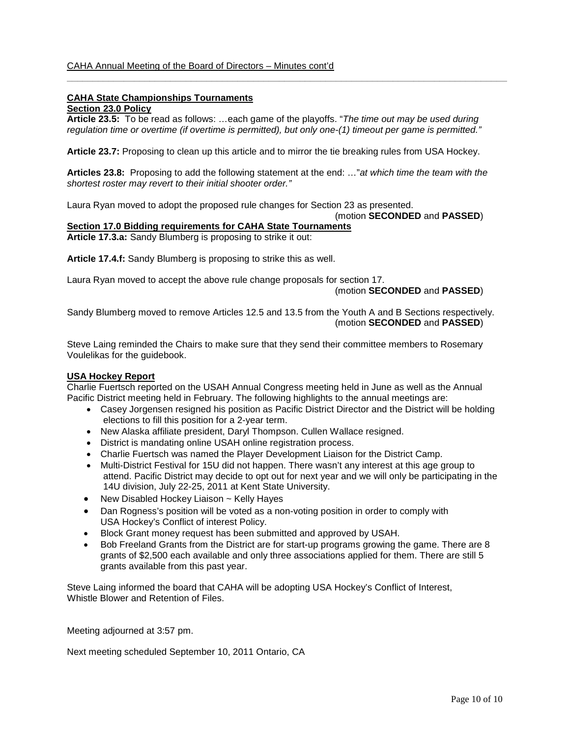**CAHA State Championships Tournaments**

**Section 23.0 Policy**

**Article 23.5:** To be read as follows: …each game of the playoffs. "*The time out may be used during regulation time or overtime (if overtime is permitted), but only one-(1) timeout per game is permitted.*"

**Article 23.7:** Proposing to clean up this article and to mirror the tie breaking rules from USA Hockey.

**Articles 23.8:** Proposing to add the following statement at the end: …"*at which time the team with the shortest roster may revert to their initial shooter order.*"

Laura Ryan moved to adopt the proposed rule changes for Section 23 as presented.

(motion **SECONDED** and **PASSED**)

**Section 17.0 Bidding requirements for CAHA State Tournaments**

**Article 17.3.a:** Sandy Blumberg is proposing to strike it out:

**Article 17.4.f:** Sandy Blumberg is proposing to strike this as well.

Laura Ryan moved to accept the above rule change proposals for section 17.

(motion **SECONDED** and **PASSED**)

Sandy Blumberg moved to remove Articles 12.5 and 13.5 from the Youth A and B Sections respectively.

(motion **SECONDED** and **PASSED**)

Steve Laing reminded the Chairs to make sure that they send their committee members to Rosemary Voulelikas for the guidebook.

**USA Hockey Report**

Charlie Fuertsch reported on the USAH Annual Congress meeting held in June as well as the Annual Pacific District meeting held in February. The following highlights to the annual meetings are:

- Casey Jorgensen resigned his position as Pacific District Director and the District will be holding elections to fill this position for a 2-year term.
- New Alaska affiliate president, Daryl Thompson. Cullen Wallace resigned.
- District is mandating online USAH online registration process.
- Charlie Fuertsch was named the Player Development Liaison for the District Camp.
- Multi-District Festival for 15U did not happen. There wasn't any interest at this age group to attend. Pacific District may decide to opt out for next year and we will only be participating in the 14U division, July 22-25, 2011 at Kent State University.
- New Disabled Hockey Liaison ~ Kelly Hayes
- Dan Rogness's position will be voted as a non-voting position in order to comply with USA Hockey's Conflict of interest Policy.
- Block Grant money request has been submitted and approved by USAH.
- Bob Freeland Grants from the District are for start-up programs growing the game. There are 8 grants of $2,500 each available and only three associations applied for them. There are still 5 grants available from this past year.

Steve Laing informed the board that CAHA will be adopting USA Hockey's Conflict of Interest, Whistle Blower and Retention of Files.

Meeting adjourned at 3:57 pm.

Next meeting scheduled September 10, 2011 Ontario, CA